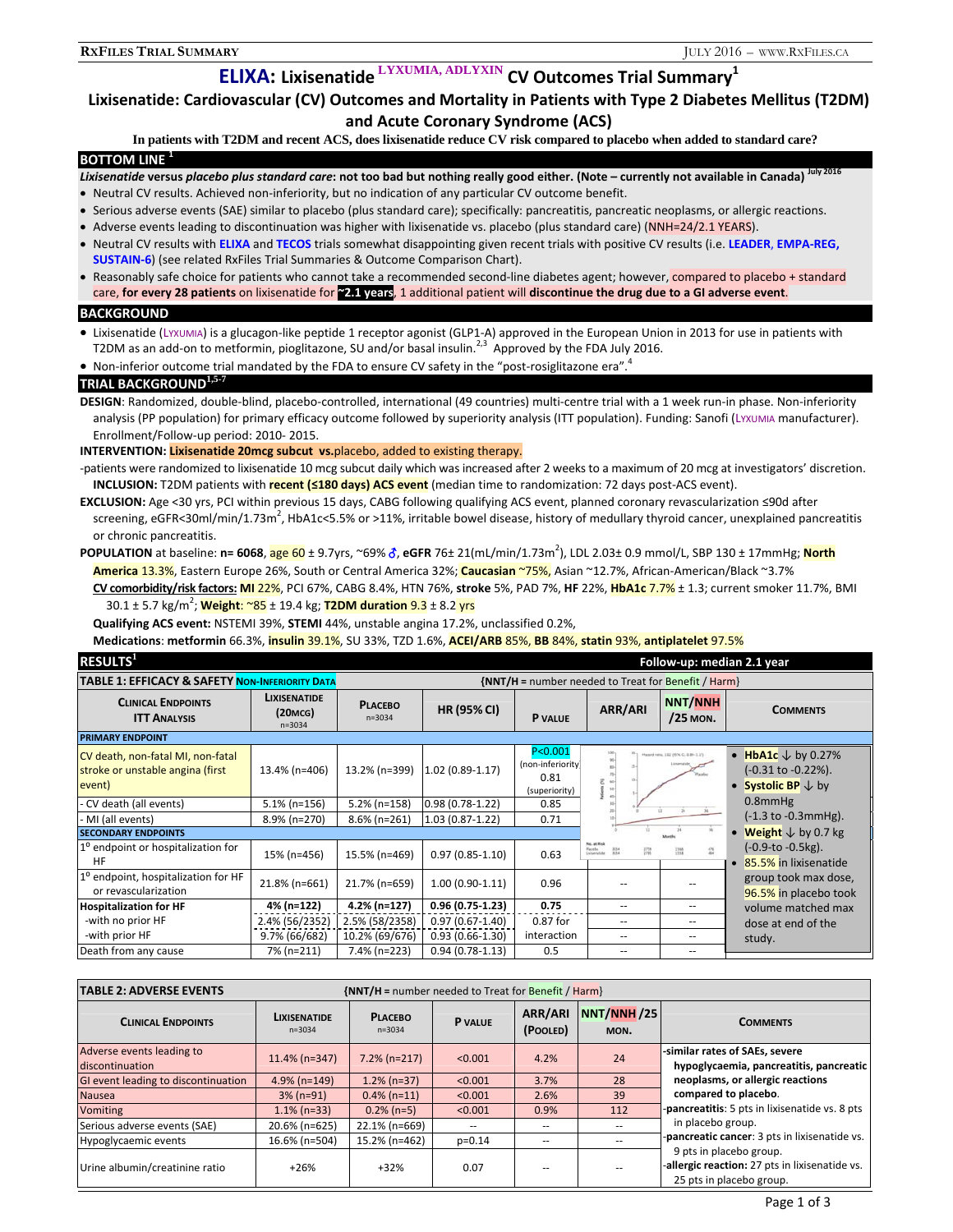# ELIXA: Lixisenatide LYXUMIA, ADLYXIN CV Outcomes Trial Summary[1]

## Lixisenatide: Cardiovascular (CV) Outcomes and Mortality in Patients with Type 2 Diabetes Mellitus (T2DM) and Acute Coronary Syndrome (ACS)

**In patients with T2DM and recent ACS, does lixisenatide reduce CV risk compared to placebo when added to standard care?**

## BOTTOM LINE [1]

***Lixisenatide* versus *placebo plus standard care*: not too bad but nothing really good either. (Note – currently not available in Canada)** July 2016

- Neutral CV results. Achieved non-inferiority, but no indication of any particular CV outcome benefit.
- Serious adverse events (SAE) similar to placebo (plus standard care); specifically: pancreatitis, pancreatic neoplasms, or allergic reactions.
- Adverse events leading to discontinuation was higher with lixisenatide vs. placebo (plus standard care) (NNH=24/2.1 YEARS).
- Neutral CV results with **ELIXA** and **TECOS** trials somewhat disappointing given recent trials with positive CV results (i.e. **LEADER**, **EMPA-REG**, **SUSTAIN-6**) (see related RxFiles Trial Summaries & Outcome Comparison Chart).
- Reasonably safe choice for patients who cannot take a recommended second-line diabetes agent; however, compared to placebo + standard care, **for every 28 patients** on lixisenatide for **~2.1 years**, 1 additional patient will **discontinue the drug due to a GI adverse event**.

## BACKGROUND

- Lixisenatide (LYXUMIA) is a glucagon-like peptide 1 receptor agonist (GLP1-A) approved in the European Union in 2013 for use in patients with T2DM as an add-on to metformin, pioglitazone, SU and/or basal insulin.[2,3] Approved by the FDA July 2016.
- Non-inferior outcome trial mandated by the FDA to ensure CV safety in the "post-rosiglitazone era".[4]

## TRIAL BACKGROUND[1,5-7]

**DESIGN**: Randomized, double-blind, placebo-controlled, international (49 countries) multi-centre trial with a 1 week run-in phase. Non-inferiority analysis (PP population) for primary efficacy outcome followed by superiority analysis (ITT population). Funding: Sanofi (LYXUMIA manufacturer). Enrollment/Follow-up period: 2010- 2015.

**INTERVENTION: Lixisenatide 20mcg subcut vs.** placebo, added to existing therapy.

-patients were randomized to lixisenatide 10 mcg subcut daily which was increased after 2 weeks to a maximum of 20 mcg at investigators' discretion.

**INCLUSION:** T2DM patients with **recent (≤180 days) ACS event** (median time to randomization: 72 days post-ACS event).

**EXCLUSION:** Age <30 yrs, PCI within previous 15 days, CABG following qualifying ACS event, planned coronary revascularization ≤90d after screening, eGFR<30ml/min/1.73m$^2$, HbA1c<5.5% or >11%, irritable bowel disease, history of medullary thyroid cancer, unexplained pancreatitis or chronic pancreatitis.

**POPLATION** at baseline: **n= 6068**, age 60 ± 9.7yrs, ~69% ♂, **eGFR** 76± 21(mL/min/1.73m$^2$), LDL 2.03± 0.9 mmol/L, SBP 130 ± 17mmHg; **North America** 13.3%, Eastern Europe 26%, South or Central America 32%; **Caucasian** ~75%, Asian ~12.7%, African-American/Black ~3.7%

**CV comorbidity/risk factors: MI** 22%, PCI 67%, CABG 8.4%, HTN 76%, **stroke** 5%, PAD 7%, **HF** 22%, **HbA1c** 7.7% ± 1.3; current smoker 11.7%, BMI 30.1 ± 5.7 kg/m$^2$; **Weight**: ~85 ± 19.4 kg; **T2DM duration** 9.3 ± 8.2 yrs

**Qualifying ACS event:** NSTEMI 39%, **STEMI** 44%, unstable angina 17.2%, unclassified 0.2%,

**Medications**: **metformin** 66.3%, **insulin** 39.1%, SU 33%, TZD 1.6%, **ACEI/ARB** 85%, **BB** 84%, **statin** 93%, **antiplatelet** 97.5%

## RESULTS[1]

Follow-up: median 2.1 year

**TABLE 1: EFFICACY & SAFETY NON-INFERIORITY DATA** {NNT/H = number needed to Treat for Benefit / Harm}

| CLINICAL ENDPOINTS ITT ANALYSIS | LIXISENATIDE (20MCG) n=3034 | PLACEBO n=3034 | HR (95% CI) | P VALUE | ARR/ARI | NNT/NNH /25 MON. | COMMENTS |
|---|---|---|---|---|---|---|---|
| **PRIMARY ENDPOINT** | | | | | | | |
| CV death, non-fatal MI, non-fatal stroke or unstable angina (first event) | 13.4% (n=406) | 13.2% (n=399) | 1.02 (0.89-1.17) | P<0.001 (non-inferiority) 0.81 (superiority) | [Kaplan-Meier curve] | | • **HbA1c** ↓ by 0.27% (-0.31 to -0.22%). • **Systolic BP** ↓ by 0.8mmHg (-1.3 to -0.3mmHg). • **Weight** ↓ by 0.7 kg (-0.9-to -0.5kg). • 85.5% in lixisenatide group took max dose, 96.5% in placebo took volume matched max dose at end of the study. |
| - CV death (all events) | 5.1% (n=156) | 5.2% (n=158) | 0.98 (0.78-1.22) | 0.85 | | | |
| - MI (all events) | 8.9% (n=270) | 8.6% (n=261) | 1.03 (0.87-1.22) | 0.71 | | | |
| **SECONDARY ENDPOINTS** | | | | | | | |
| 1° endpoint or hospitalization for HF | 15% (n=456) | 15.5% (n=469) | 0.97 (0.85-1.10) | 0.63 | | | |
| 1° endpoint, hospitalization for HF or revascularization | 21.8% (n=661) | 21.7% (n=659) | 1.00 (0.90-1.11) | 0.96 | -- | -- | |
| **Hospitalization for HF** | **4% (n=122)** | **4.2% (n=127)** | **0.96 (0.75-1.23)** | **0.75** | -- | -- | |
| -with no prior HF | 2.4% (56/2352) | 2.5% (58/2358) | 0.97 (0.67-1.40) | 0.87 for interaction | -- | -- | |
| -with prior HF | 9.7% (66/682) | 10.2% (69/676) | 0.93 (0.66-1.30) | | -- | -- | |
| Death from any cause | 7% (n=211) | 7.4% (n=223) | 0.94 (0.78-1.13) | 0.5 | -- | -- | |

**TABLE 2: ADVERSE EVENTS** {NNT/H = number needed to Treat for Benefit / Harm}

| CLINICAL ENDPOINTS | LIXISENATIDE n=3034 | PLACEBO n=3034 | P VALUE | ARR/ARI (POOLED) | NNT/NNH /25 MON. | COMMENTS |
|---|---|---|---|---|---|---|
| Adverse events leading to discontinuation | 11.4% (n=347) | 7.2% (n=217) | <0.001 | 4.2% | 24 | -similar rates of SAEs, severe hypoglycaemia, pancreatitis, pancreatic neoplasms, or allergic reactions compared to placebo. -**pancreatitis**: 5 pts in lixisenatide vs. 8 pts in placebo group. -**pancreatic cancer**: 3 pts in lixisenatide vs. 9 pts in placebo group. -**allergic reaction:** 27 pts in lixisenatide vs. 25 pts in placebo group. |
| GI event leading to discontinuation | 4.9% (n=149) | 1.2% (n=37) | <0.001 | 3.7% | 28 | |
| Nausea | 3% (n=91) | 0.4% (n=11) | <0.001 | 2.6% | 39 | |
| Vomiting | 1.1% (n=33) | 0.2% (n=5) | <0.001 | 0.9% | 112 | |
| Serious adverse events (SAE) | 20.6% (n=625) | 22.1% (n=669) | -- | -- | -- | |
| Hypoglycaemic events | 16.6% (n=504) | 15.2% (n=462) | p=0.14 | -- | -- | |
| Urine albumin/creatinine ratio | +26% | +32% | 0.07 | -- | -- | |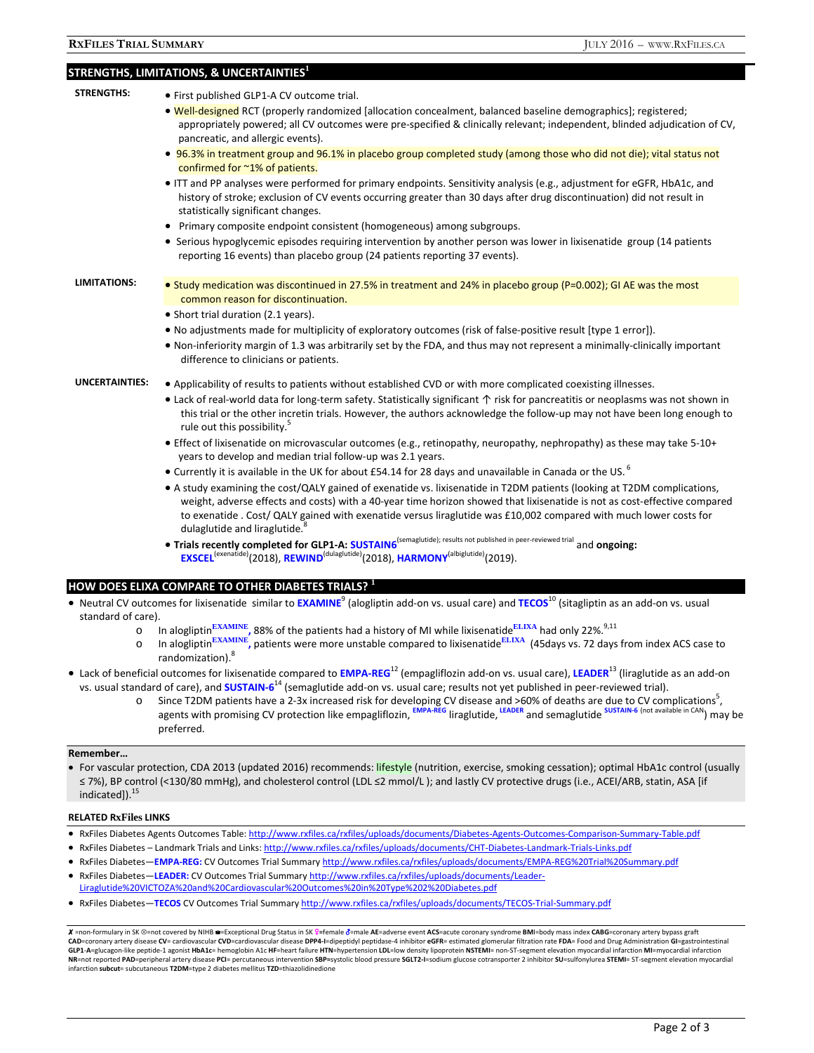## STRENGTHS, LIMITATIONS, & UNCERTAINTIES[1]

**STRENGTHS:**

- First published GLP1-A CV outcome trial.
- Well-designed RCT (properly randomized [allocation concealment, balanced baseline demographics]; registered; appropriately powered; all CV outcomes were pre-specified & clinically relevant; independent, blinded adjudication of CV, pancreatic, and allergic events).
- 96.3% in treatment group and 96.1% in placebo group completed study (among those who did not die); vital status not confirmed for ~1% of patients.
- ITT and PP analyses were performed for primary endpoints. Sensitivity analysis (e.g., adjustment for eGFR, HbA1c, and history of stroke; exclusion of CV events occurring greater than 30 days after drug discontinuation) did not result in statistically significant changes.
- Primary composite endpoint consistent (homogeneous) among subgroups.
- Serious hypoglycemic episodes requiring intervention by another person was lower in lixisenatide group (14 patients reporting 16 events) than placebo group (24 patients reporting 37 events).

**LIMITATIONS:**

- Study medication was discontinued in 27.5% in treatment and 24% in placebo group (P=0.002); GI AE was the most common reason for discontinuation.
- Short trial duration (2.1 years).
- No adjustments made for multiplicity of exploratory outcomes (risk of false-positive result [type 1 error]).
- Non-inferiority margin of 1.3 was arbitrarily set by the FDA, and thus may not represent a minimally-clinically important difference to clinicians or patients.

**UNCERTAINTIES:**

- Applicability of results to patients without established CVD or with more complicated coexisting illnesses.
- Lack of real-world data for long-term safety. Statistically significant ↑ risk for pancreatitis or neoplasms was not shown in this trial or the other incretin trials. However, the authors acknowledge the follow-up may not have been long enough to rule out this possibility.[5]
- Effect of lixisenatide on microvascular outcomes (e.g., retinopathy, neuropathy, nephropathy) as these may take 5-10+ years to develop and median trial follow-up was 2.1 years.
- Currently it is available in the UK for about £54.14 for 28 days and unavailable in Canada or the US.[6]
- A study examining the cost/QALY gained of exenatide vs. lixisenatide in T2DM patients (looking at T2DM complications, weight, adverse effects and costs) with a 40-year time horizon showed that lixisenatide is not as cost-effective compared to exenatide . Cost/ QALY gained with exenatide versus liraglutide was £10,002 compared with much lower costs for dulaglutide and liraglutide.[8]
- **Trials recently completed for GLP1-A: SUSTAIN6**(semaglutide); results not published in peer-reviewed trial and **ongoing: EXSCEL**(exenatide) (2018), **REWIND**(dulaglutide) (2018), **HARMONY**(albiglutide) (2019).

## HOW DOES ELIXA COMPARE TO OTHER DIABETES TRIALS?[1]

- Neutral CV outcomes for lixisenatide similar to **EXAMINE**[9] (alogliptin add-on vs. usual care) and **TECOS**[10] (sitagliptin as an add-on vs. usual standard of care).
  - In alogliptin EXAMINE, 88% of the patients had a history of MI while lixisenatide ELIXA had only 22%.[9,11]
  - In alogliptin EXAMINE, patients were more unstable compared to lixisenatide ELIXA (45days vs. 72 days from index ACS case to randomization).[8]
- Lack of beneficial outcomes for lixisenatide compared to **EMPA-REG**[12] (empagliflozin add-on vs. usual care), **LEADER**[13] (liraglutide as an add-on vs. usual standard of care), and **SUSTAIN-6**[14] (semaglutide add-on vs. usual care; results not yet published in peer-reviewed trial).
  - Since T2DM patients have a 2-3x increased risk for developing CV disease and >60% of deaths are due to CV complications[5], agents with promising CV protection like empagliflozin, EMPA-REG liraglutide, LEADER and semaglutide SUSTAIN-6 (not available in CAN) may be preferred.

**Remember…**

- For vascular protection, CDA 2013 (updated 2016) recommends: lifestyle (nutrition, exercise, smoking cessation); optimal HbA1c control (usually ≤ 7%), BP control (<130/80 mmHg), and cholesterol control (LDL ≤2 mmol/L ); and lastly CV protective drugs (i.e., ACEI/ARB, statin, ASA [if indicated]).[15]

**RELATED RxFiles LINKS**

- RxFiles Diabetes Agents Outcomes Table: http://www.rxfiles.ca/rxfiles/uploads/documents/Diabetes-Agents-Outcomes-Comparison-Summary-Table.pdf
- RxFiles Diabetes – Landmark Trials and Links: http://www.rxfiles.ca/rxfiles/uploads/documents/CHT-Diabetes-Landmark-Trials-Links.pdf
- RxFiles Diabetes—**EMPA-REG:** CV Outcomes Trial Summary http://www.rxfiles.ca/rxfiles/uploads/documents/EMPA-REG%20Trial%20Summary.pdf
- RxFiles Diabetes—**LEADER:** CV Outcomes Trial Summary http://www.rxfiles.ca/rxfiles/uploads/documents/Leader-Liraglutide%20VICTOZA%20and%20Cardiovascular%20Outcomes%20in%20Type%202%20Diabetes.pdf
- RxFiles Diabetes—**TECOS** CV Outcomes Trial Summary http://www.rxfiles.ca/rxfiles/uploads/documents/TECOS-Trial-Summary.pdf

✗ =non-formulary in SK ⊗=not covered by NIHB ■=Exceptional Drug Status in SK ♀=female ♂=male **AE**=adverse event **ACS**=acute coronary syndrome **BMI**=body mass index **CABG**=coronary artery bypass graft **CAD**=coronary artery disease **CV**= cardiovascular **CVD**=cardiovascular disease **DPP4-I**=dipeptidyl peptidase-4 inhibitor **eGFR**= estimated glomerular filtration rate **FDA**= Food and Drug Administration **GI**=gastrointestinal **GLP1-A**=glucagon-like peptide-1 agonist **HbA1c**= hemoglobin A1c **HF**=heart failure **HTN**=hypertension **LDL**=low density lipoprotein **NSTEMI**= non-ST-segment elevation myocardial infarction **MI**=myocardial infarction **NR**=not reported **PAD**=peripheral artery disease **PCI**= percutaneous intervention **SBP**=systolic blood pressure **SGLT2-I**=sodium glucose cotransporter 2 inhibitor **SU**=sulfonylurea **STEMI**= ST-segment elevation myocardial infarction **subcut**= subcutaneous **T2DM**=type 2 diabetes mellitus **TZD**=thiazolidinedione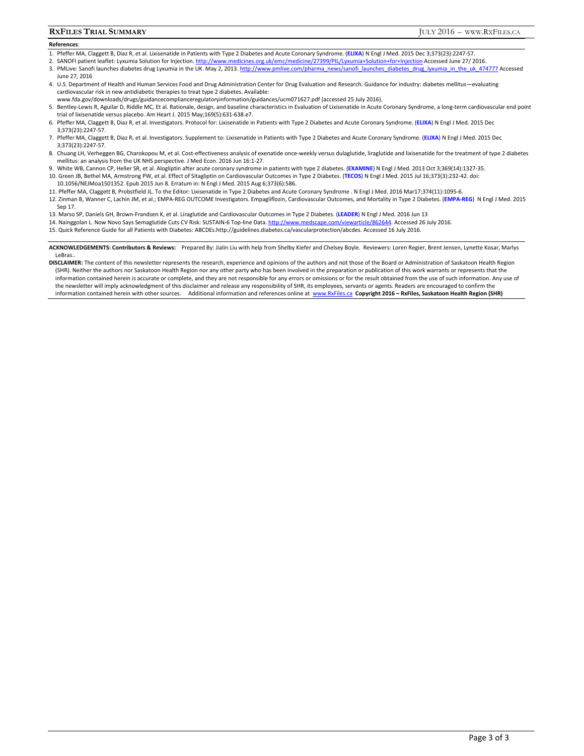**References**:

1. Pfeffer MA, Claggett B, Diaz R, et al. Lixisenatide in Patients with Type 2 Diabetes and Acute Coronary Syndrome. (**ELIXA**) N Engl J Med. 2015 Dec 3;373(23):2247-57.
2. SANOFI patient leaflet: Lyxumia Solution for Injection. http://www.medicines.org.uk/emc/medicine/27399/PIL/Lyxumia+Solution+for+Injection Accessed June 27/ 2016.
3. PMLive: Sanofi launches diabetes drug Lyxumia in the UK. May 2, 2013. http://www.pmlive.com/pharma_news/sanofi_launches_diabetes_drug_lyxumia_in_the_uk_474777 Accessed June 27, 2016
4. U.S. Department of Health and Human Services Food and Drug Administration Center for Drug Evaluation and Research. Guidance for industry: diabetes mellitus—evaluating cardiovascular risk in new antidiabetic therapies to treat type 2 diabetes. Available: www.fda.gov/downloads/drugs/guidancecomplianceregulatoryinformation/guidances/ucm071627.pdf (accessed 25 July 2016).
5. Bentley-Lewis R, Aguilar D, Riddle MC, Et al. Rationale, design, and baseline characteristics in Evaluation of Lixisenatide in Acute Coronary Syndrome, a long-term cardiovascular end point trial of lixisenatide versus placebo. Am Heart J. 2015 May;169(5):631-638.e7.
6. Pfeffer MA, Claggett B, Diaz R, et al. Investigators. Protocol for: Lixisenatide in Patients with Type 2 Diabetes and Acute Coronary Syndrome. (**ELIXA**) N Engl J Med. 2015 Dec 3;373(23):2247-57.
7. Pfeffer MA, Claggett B, Diaz R, et al. Investigators. Supplement to: Lixisenatide in Patients with Type 2 Diabetes and Acute Coronary Syndrome. (**ELIXA**) N Engl J Med. 2015 Dec 3;373(23):2247-57.
8. Chuang LH, Verheggen BG, Charokopou M, et al. Cost-effectiveness analysis of exenatide once-weekly versus dulaglutide, liraglutide and lixisenatide for the treatment of type 2 diabetes mellitus: an analysis from the UK NHS perspective. J Med Econ. 2016 Jun 16:1-27.
9. White WB, Cannon CP, Heller SR, et al. Alogliptin after acute coronary syndrome in patients with type 2 diabetes. (**EXAMINE**) N Engl J Med. 2013 Oct 3;369(14):1327-35.
10. Green JB, Bethel MA, Armstrong PW, et al. Effect of Sitagliptin on Cardiovascular Outcomes in Type 2 Diabetes. (**TECOS**) N Engl J Med. 2015 Jul 16;373(3):232-42. doi: 10.1056/NEJMoa1501352. Epub 2015 Jun 8. Erratum in: N Engl J Med. 2015 Aug 6;373(6):586.
11. Pfeffer MA, Claggett B, Probstfield JL. To the Editor: Lixisenatide in Type 2 Diabetes and Acute Coronary Syndrome . N Engl J Med. 2016 Mar17;374(11):1095-6.
12. Zinman B, Wanner C, Lachin JM, et al.; EMPA-REG OUTCOME Investigators. Empagliflozin, Cardiovascular Outcomes, and Mortality in Type 2 Diabetes. (**EMPA-REG**) N Engl J Med. 2015 Sep 17.
13. Marso SP, Daniels GH, Brown-Frandsen K, et al. Liraglutide and Cardiovascular Outcomes in Type 2 Diabetes. (**LEADER**) N Engl J Med. 2016 Jun 13
14. Nainggolan L. Now Novo Says Semaglutide Cuts CV Risk: SUSTAIN-6 Top-line Data. http://www.medscape.com/viewarticle/862644. Accessed 26 July 2016.
15. Quick Reference Guide for all Patients with Diabetes: ABCDEs.http://guidelines.diabetes.ca/vascularprotection/abcdes. Accessed 16 July 2016.

**ACKNOWLEDGEMENTS: Contributors & Reviews:** Prepared By: Jialin Liu with help from Shelby Kiefer and Chelsey Boyle. Reviewers: Loren Regier, Brent Jensen, Lynette Kosar, Marlys LeBras..

**DISCLAIMER:** The content of this newsletter represents the research, experience and opinions of the authors and not those of the Board or Administration of Saskatoon Health Region (SHR). Neither the authors nor Saskatoon Health Region nor any other party who has been involved in the preparation or publication of this work warrants or represents that the information contained herein is accurate or complete, and they are not responsible for any errors or omissions or for the result obtained from the use of such information. Any use of the newsletter will imply acknowledgment of this disclaimer and release any responsibility of SHR, its employees, servants or agents. Readers are encouraged to confirm the information contained herein with other sources. Additional information and references online at www.RxFiles.ca **Copyright 2016 – RxFiles, Saskatoon Health Region (SHR)**